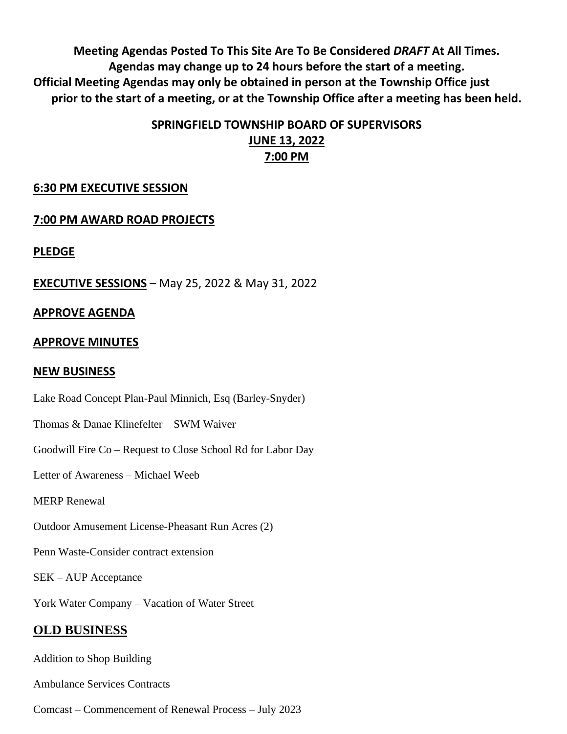**Meeting Agendas Posted To This Site Are To Be Considered *DRAFT* At All Times.**
**Agendas may change up to 24 hours before the start of a meeting.**
**Official Meeting Agendas may only be obtained in person at the Township Office just prior to the start of a meeting, or at the Township Office after a meeting has been held.**

## SPRINGFIELD TOWNSHIP BOARD OF SUPERVISORS
## JUNE 13, 2022
## 7:00 PM

### 6:30 PM EXECUTIVE SESSION

### 7:00 PM AWARD ROAD PROJECTS

### PLEDGE

**EXECUTIVE SESSIONS** – May 25, 2022 & May 31, 2022

### APPROVE AGENDA

### APPROVE MINUTES

### NEW BUSINESS

Lake Road Concept Plan-Paul Minnich, Esq (Barley-Snyder)

Thomas & Danae Klinefelter – SWM Waiver

Goodwill Fire Co – Request to Close School Rd for Labor Day

Letter of Awareness – Michael Weeb

MERP Renewal

Outdoor Amusement License-Pheasant Run Acres (2)

Penn Waste-Consider contract extension

SEK – AUP Acceptance

York Water Company – Vacation of Water Street

### OLD BUSINESS

Addition to Shop Building

Ambulance Services Contracts

Comcast – Commencement of Renewal Process – July 2023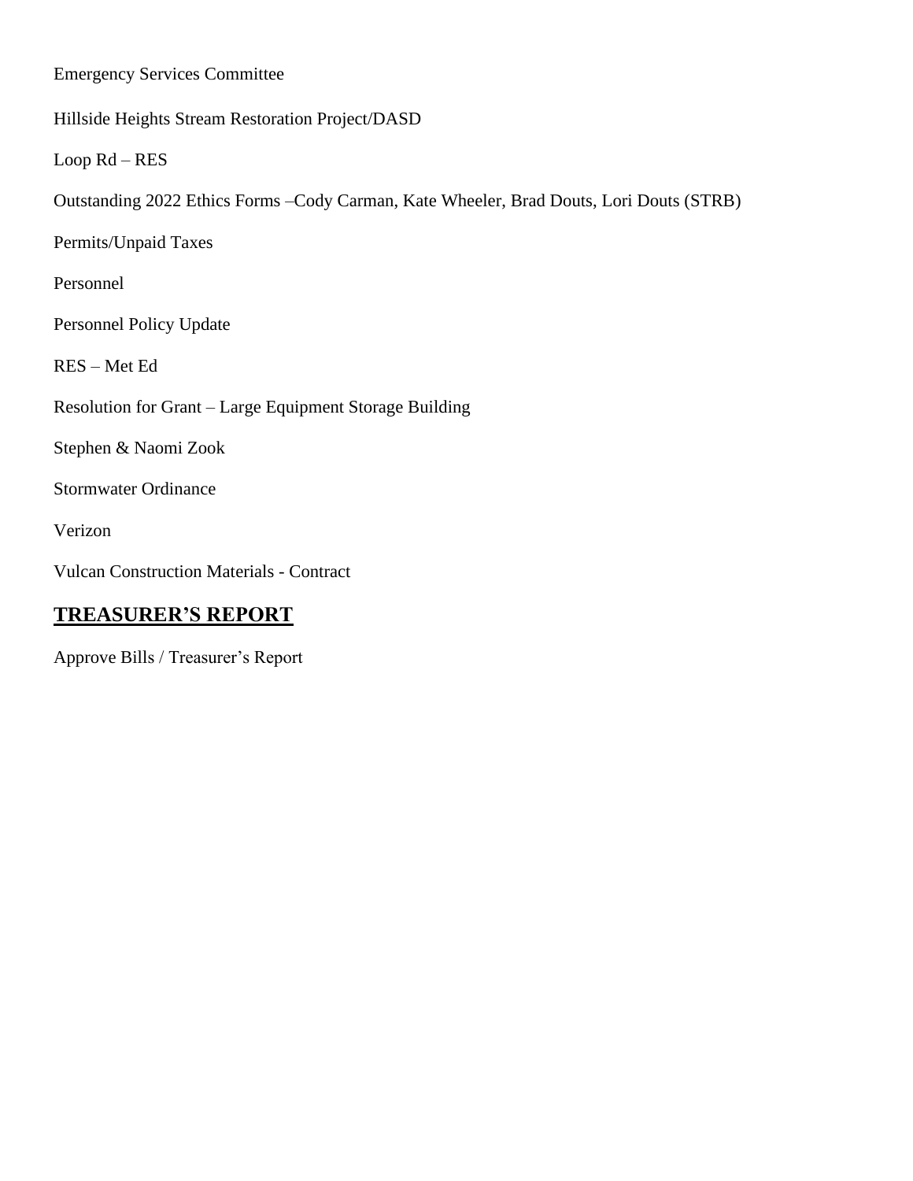Emergency Services Committee

Hillside Heights Stream Restoration Project/DASD

Loop Rd – RES

Outstanding 2022 Ethics Forms –Cody Carman, Kate Wheeler, Brad Douts, Lori Douts (STRB)

Permits/Unpaid Taxes

Personnel

Personnel Policy Update

RES – Met Ed

Resolution for Grant – Large Equipment Storage Building

Stephen & Naomi Zook

Stormwater Ordinance

Verizon

Vulcan Construction Materials - Contract

## TREASURER'S REPORT

Approve Bills / Treasurer's Report